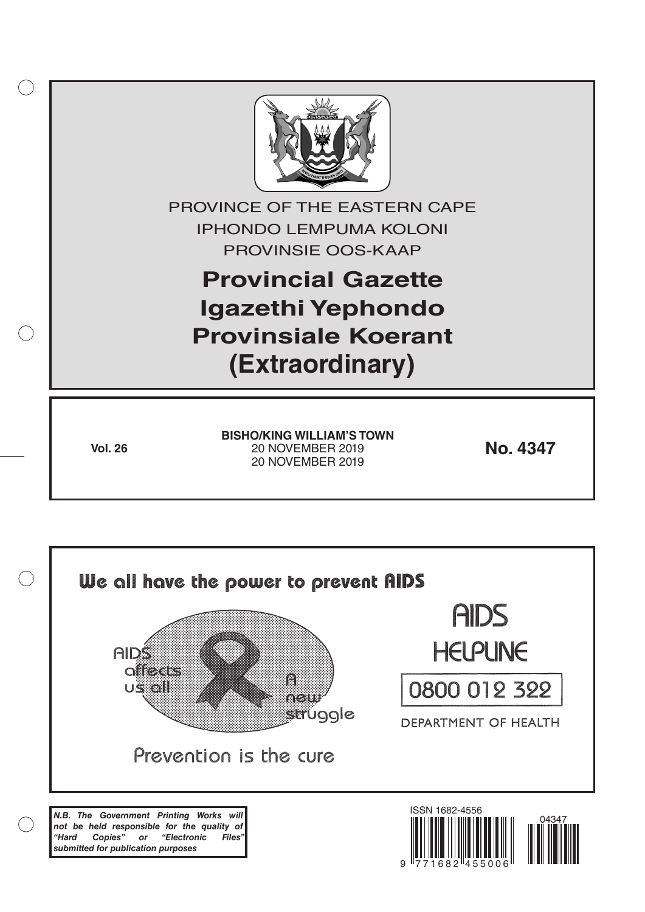PROVINCE OF THE EASTERN CAPE

IPHONDO LEMPUMA KOLONI

PROVINSIE OOS-KAAP

# Provincial Gazette
# Igazethi Yephondo
# Provinsiale Koerant
# (Extraordinary)

**Vol. 26**

**BISHO/KING WILLIAM'S TOWN**
20 NOVEMBER 2019
20 NOVEMBER 2019

**No. 4347**

We all have the power to prevent AIDS

AIDS affects us all

A new struggle

Prevention is the cure

AIDS HELPLINE

0800 012 322

DEPARTMENT OF HEALTH

***N.B. The Government Printing Works will not be held responsible for the quality of "Hard Copies" or "Electronic Files" submitted for publication purposes***

ISSN 1682-4556

9 771682 455006

04347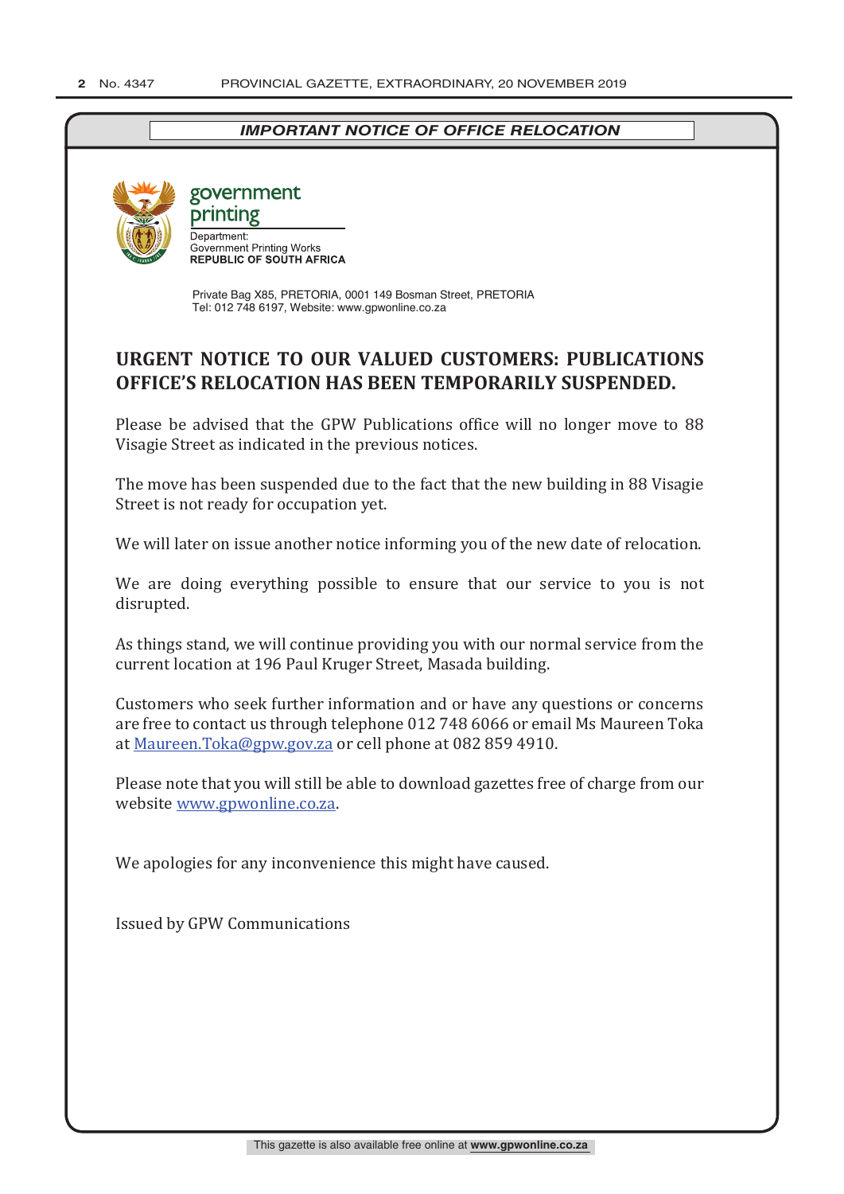*IMPORTANT NOTICE OF OFFICE RELOCATION*

government printing

Department:
Government Printing Works
**REPUBLIC OF SOUTH AFRICA**

Private Bag X85, PRETORIA, 0001 149 Bosman Street, PRETORIA
Tel: 012 748 6197, Website: www.gpwonline.co.za

## URGENT NOTICE TO OUR VALUED CUSTOMERS: PUBLICATIONS OFFICE'S RELOCATION HAS BEEN TEMPORARILY SUSPENDED.

Please be advised that the GPW Publications office will no longer move to 88 Visagie Street as indicated in the previous notices.

The move has been suspended due to the fact that the new building in 88 Visagie Street is not ready for occupation yet.

We will later on issue another notice informing you of the new date of relocation.

We are doing everything possible to ensure that our service to you is not disrupted.

As things stand, we will continue providing you with our normal service from the current location at 196 Paul Kruger Street, Masada building.

Customers who seek further information and or have any questions or concerns are free to contact us through telephone 012 748 6066 or email Ms Maureen Toka at Maureen.Toka@gpw.gov.za or cell phone at 082 859 4910.

Please note that you will still be able to download gazettes free of charge from our website www.gpwonline.co.za.

We apologies for any inconvenience this might have caused.

Issued by GPW Communications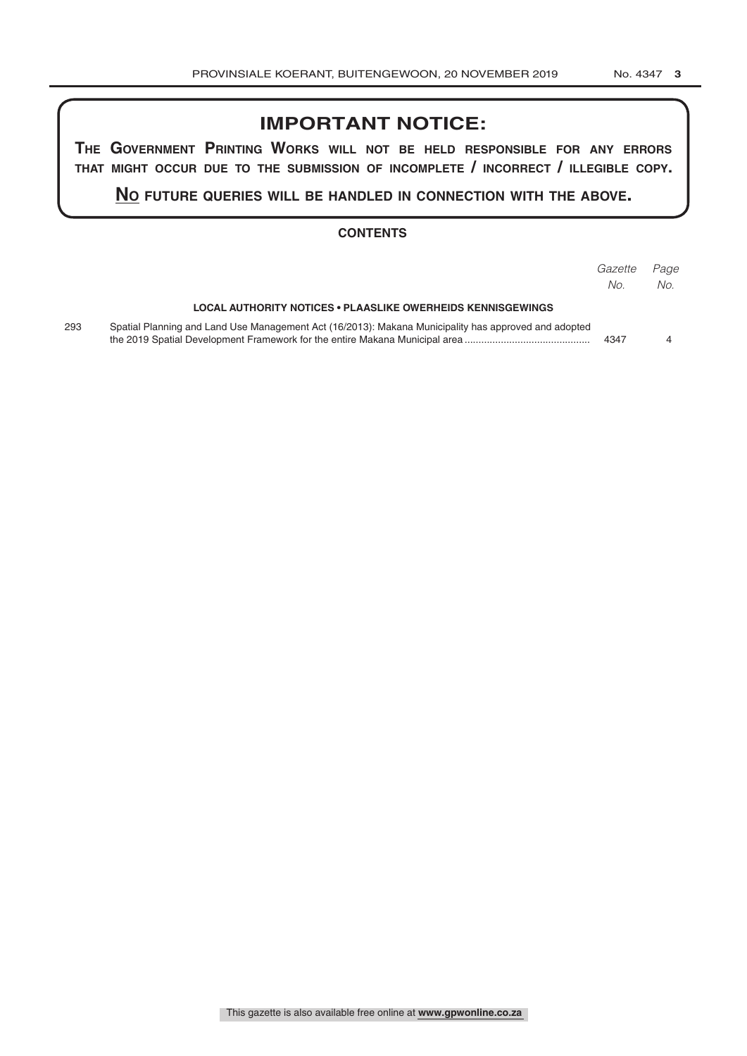# IMPORTANT NOTICE:

**THE GOVERNMENT PRINTING WORKS WILL NOT BE HELD RESPONSIBLE FOR ANY ERRORS THAT MIGHT OCCUR DUE TO THE SUBMISSION OF INCOMPLETE / INCORRECT / ILLEGIBLE COPY.**

**NO FUTURE QUERIES WILL BE HANDLED IN CONNECTION WITH THE ABOVE.**

## CONTENTS

| | | *Gazette No.* | *Page No.* |
|---|---|---|---|
| | **LOCAL AUTHORITY NOTICES • PLAASLIKE OWERHEIDS KENNISGEWINGS** | | |
| 293 | Spatial Planning and Land Use Management Act (16/2013): Makana Municipality has approved and adopted the 2019 Spatial Development Framework for the entire Makana Municipal area | 4347 | 4 |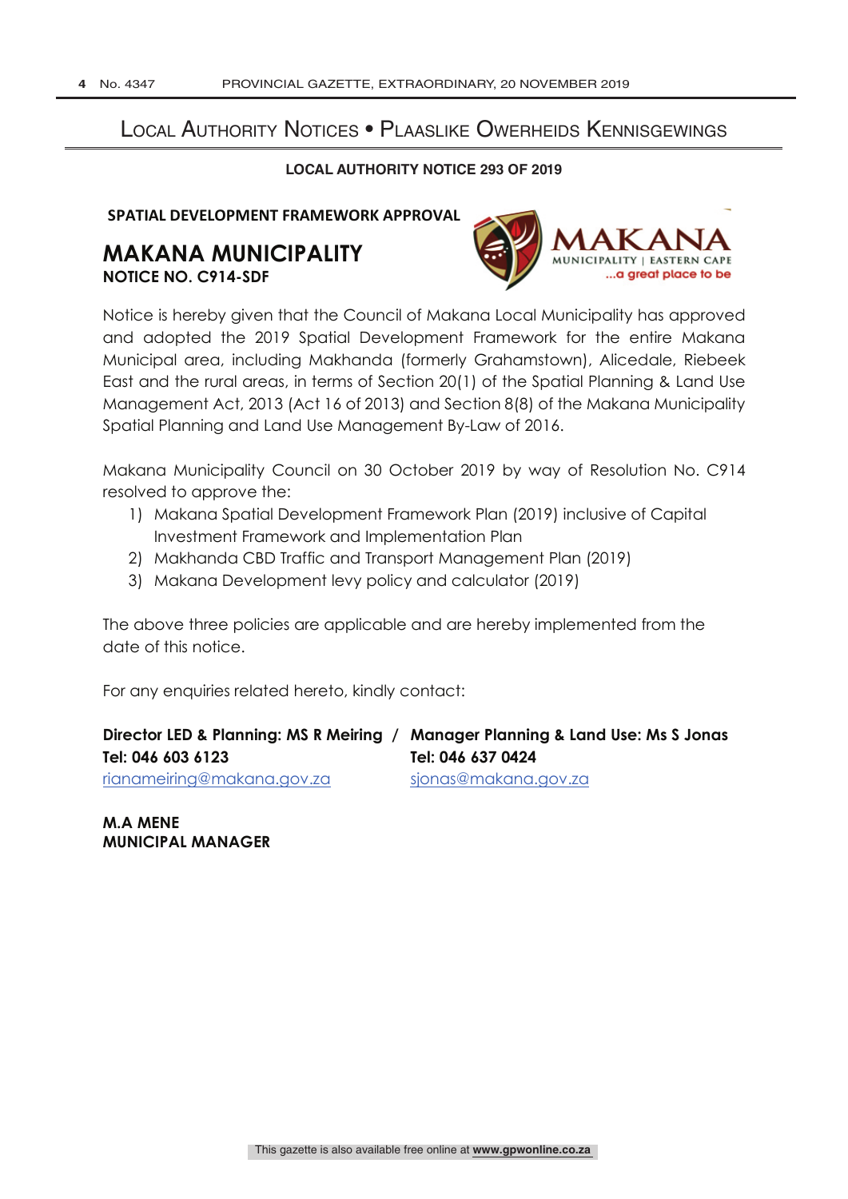# Local Authority Notices • Plaaslike Owerheids Kennisgewings

**LOCAL AUTHORITY NOTICE 293 OF 2019**

**SPATIAL DEVELOPMENT FRAMEWORK APPROVAL**

## MAKANA MUNICIPALITY

**NOTICE NO. C914-SDF**

MAKANA MUNICIPALITY | EASTERN CAPE ...a great place to be

Notice is hereby given that the Council of Makana Local Municipality has approved and adopted the 2019 Spatial Development Framework for the entire Makana Municipal area, including Makhanda (formerly Grahamstown), Alicedale, Riebeek East and the rural areas, in terms of Section 20(1) of the Spatial Planning & Land Use Management Act, 2013 (Act 16 of 2013) and Section 8(8) of the Makana Municipality Spatial Planning and Land Use Management By-Law of 2016.

Makana Municipality Council on 30 October 2019 by way of Resolution No. C914 resolved to approve the:

1) Makana Spatial Development Framework Plan (2019) inclusive of Capital Investment Framework and Implementation Plan
2) Makhanda CBD Traffic and Transport Management Plan (2019)
3) Makana Development levy policy and calculator (2019)

The above three policies are applicable and are hereby implemented from the date of this notice.

For any enquiries related hereto, kindly contact:

**Director LED & Planning: MS R Meiring /**
**Tel: 046 603 6123**
rianameiring@makana.gov.za

**Manager Planning & Land Use: Ms S Jonas**
**Tel: 046 637 0424**
sjonas@makana.gov.za

**M.A MENE**
**MUNICIPAL MANAGER**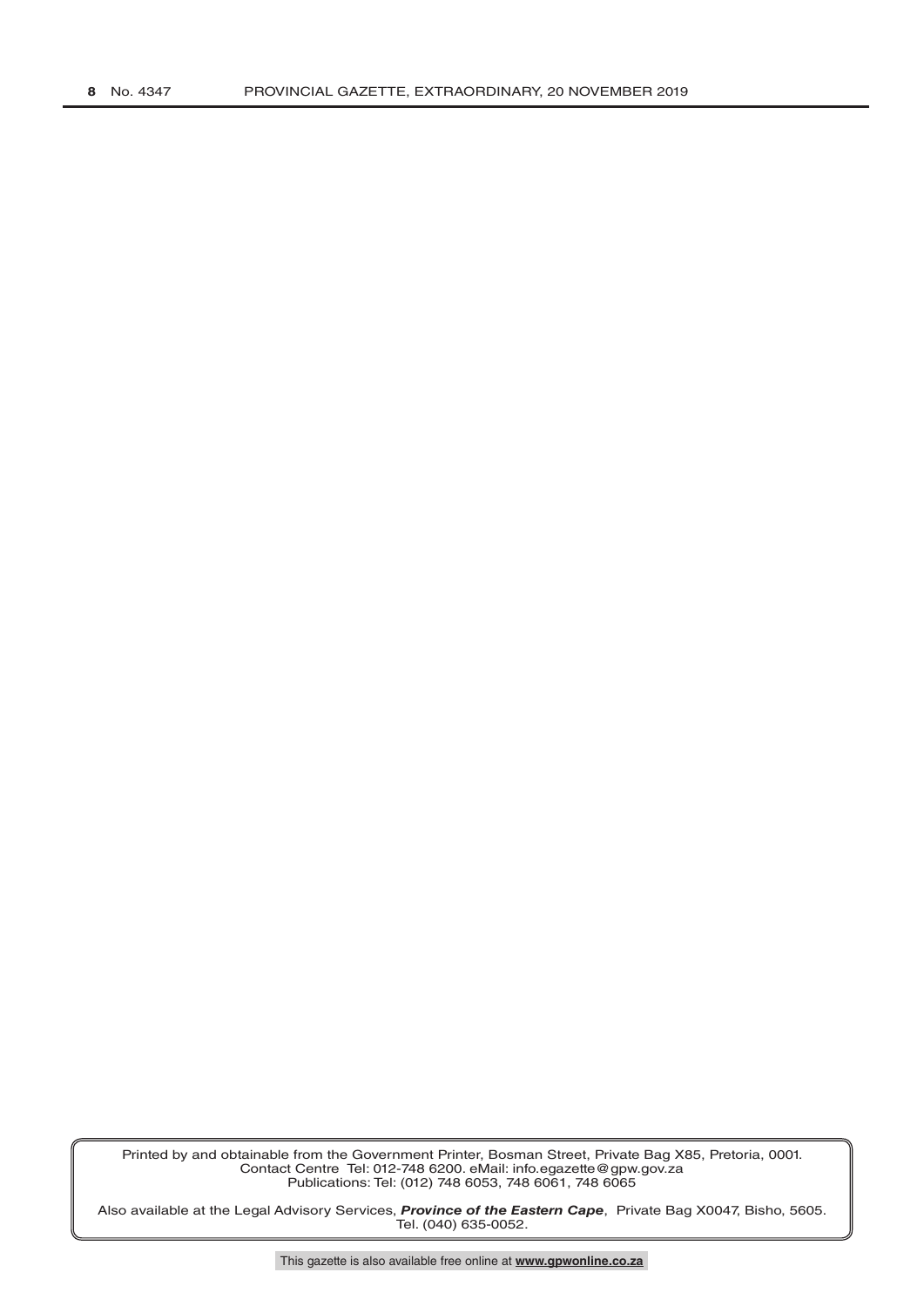Printed by and obtainable from the Government Printer, Bosman Street, Private Bag X85, Pretoria, 0001.
Contact Centre Tel: 012-748 6200. eMail: info.egazette@gpw.gov.za
Publications: Tel: (012) 748 6053, 748 6061, 748 6065

Also available at the Legal Advisory Services, ***Province of the Eastern Cape***, Private Bag X0047, Bisho, 5605.
Tel. (040) 635-0052.

This gazette is also available free online at **www.gpwonline.co.za**